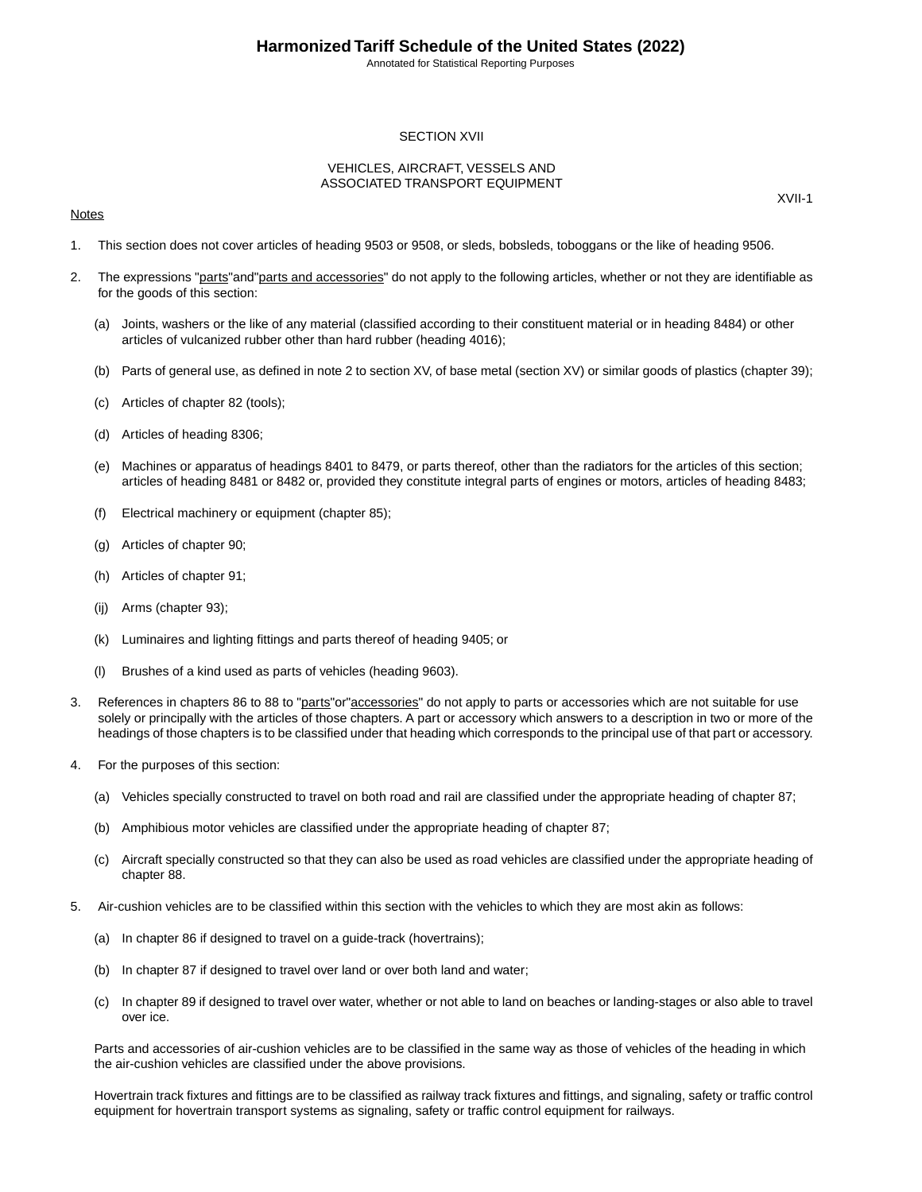# SECTION XVII

## VEHICLES, AIRCRAFT, VESSELS AND ASSOCIATED TRANSPORT EQUIPMENT

XVII-1

Notes

1. This section does not cover articles of heading 9503 or 9508, or sleds, bobsleds, toboggans or the like of heading 9506.

2. The expressions "parts" and "parts and accessories" do not apply to the following articles, whether or not they are identifiable as for the goods of this section:

   (a) Joints, washers or the like of any material (classified according to their constituent material or in heading 8484) or other articles of vulcanized rubber other than hard rubber (heading 4016);

   (b) Parts of general use, as defined in note 2 to section XV, of base metal (section XV) or similar goods of plastics (chapter 39);

   (c) Articles of chapter 82 (tools);

   (d) Articles of heading 8306;

   (e) Machines or apparatus of headings 8401 to 8479, or parts thereof, other than the radiators for the articles of this section; articles of heading 8481 or 8482 or, provided they constitute integral parts of engines or motors, articles of heading 8483;

   (f) Electrical machinery or equipment (chapter 85);

   (g) Articles of chapter 90;

   (h) Articles of chapter 91;

   (ij) Arms (chapter 93);

   (k) Luminaires and lighting fittings and parts thereof of heading 9405; or

   (l) Brushes of a kind used as parts of vehicles (heading 9603).

3. References in chapters 86 to 88 to "parts" or "accessories" do not apply to parts or accessories which are not suitable for use solely or principally with the articles of those chapters. A part or accessory which answers to a description in two or more of the headings of those chapters is to be classified under that heading which corresponds to the principal use of that part or accessory.

4. For the purposes of this section:

   (a) Vehicles specially constructed to travel on both road and rail are classified under the appropriate heading of chapter 87;

   (b) Amphibious motor vehicles are classified under the appropriate heading of chapter 87;

   (c) Aircraft specially constructed so that they can also be used as road vehicles are classified under the appropriate heading of chapter 88.

5. Air-cushion vehicles are to be classified within this section with the vehicles to which they are most akin as follows:

   (a) In chapter 86 if designed to travel on a guide-track (hovertrains);

   (b) In chapter 87 if designed to travel over land or over both land and water;

   (c) In chapter 89 if designed to travel over water, whether or not able to land on beaches or landing-stages or also able to travel over ice.

   Parts and accessories of air-cushion vehicles are to be classified in the same way as those of vehicles of the heading in which the air-cushion vehicles are classified under the above provisions.

   Hovertrain track fixtures and fittings are to be classified as railway track fixtures and fittings, and signaling, safety or traffic control equipment for hovertrain transport systems as signaling, safety or traffic control equipment for railways.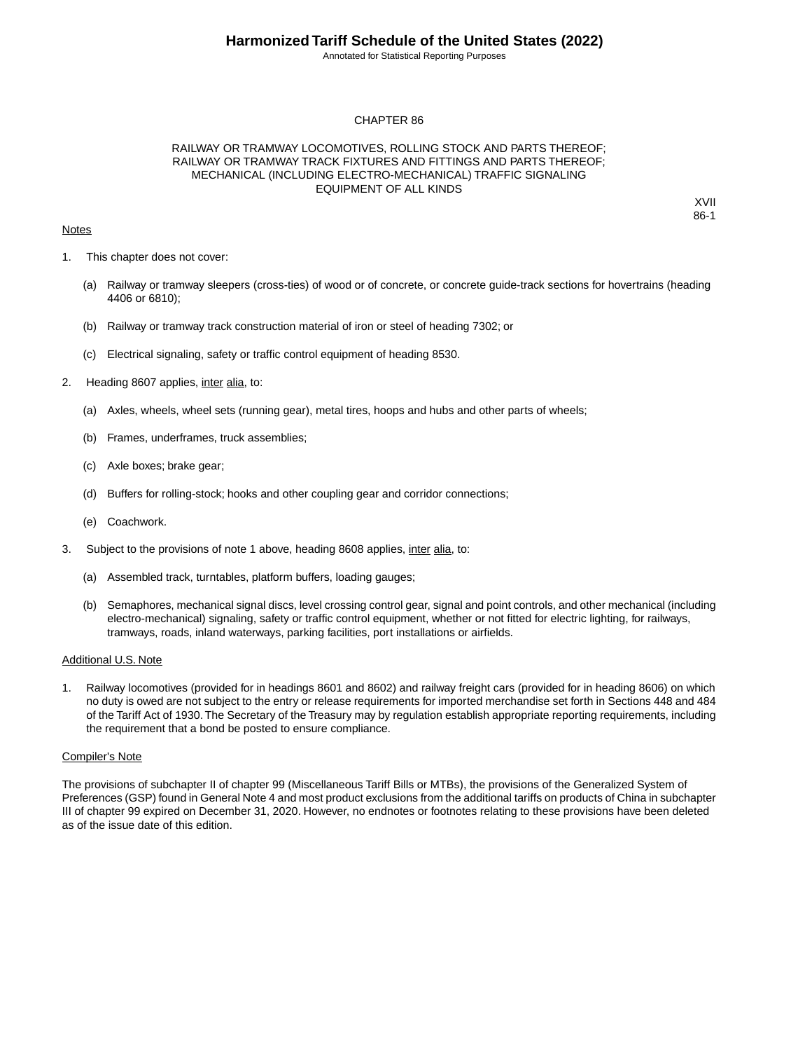# CHAPTER 86

## RAILWAY OR TRAMWAY LOCOMOTIVES, ROLLING STOCK AND PARTS THEREOF; RAILWAY OR TRAMWAY TRACK FIXTURES AND FITTINGS AND PARTS THEREOF; MECHANICAL (INCLUDING ELECTRO-MECHANICAL) TRAFFIC SIGNALING EQUIPMENT OF ALL KINDS

XVII
86-1

Notes

1. This chapter does not cover:

   (a) Railway or tramway sleepers (cross-ties) of wood or of concrete, or concrete guide-track sections for hovertrains (heading 4406 or 6810);

   (b) Railway or tramway track construction material of iron or steel of heading 7302; or

   (c) Electrical signaling, safety or traffic control equipment of heading 8530.

2. Heading 8607 applies, inter alia, to:

   (a) Axles, wheels, wheel sets (running gear), metal tires, hoops and hubs and other parts of wheels;

   (b) Frames, underframes, truck assemblies;

   (c) Axle boxes; brake gear;

   (d) Buffers for rolling-stock; hooks and other coupling gear and corridor connections;

   (e) Coachwork.

3. Subject to the provisions of note 1 above, heading 8608 applies, inter alia, to:

   (a) Assembled track, turntables, platform buffers, loading gauges;

   (b) Semaphores, mechanical signal discs, level crossing control gear, signal and point controls, and other mechanical (including electro-mechanical) signaling, safety or traffic control equipment, whether or not fitted for electric lighting, for railways, tramways, roads, inland waterways, parking facilities, port installations or airfields.

Additional U.S. Note

1. Railway locomotives (provided for in headings 8601 and 8602) and railway freight cars (provided for in heading 8606) on which no duty is owed are not subject to the entry or release requirements for imported merchandise set forth in Sections 448 and 484 of the Tariff Act of 1930. The Secretary of the Treasury may by regulation establish appropriate reporting requirements, including the requirement that a bond be posted to ensure compliance.

Compiler's Note

The provisions of subchapter II of chapter 99 (Miscellaneous Tariff Bills or MTBs), the provisions of the Generalized System of Preferences (GSP) found in General Note 4 and most product exclusions from the additional tariffs on products of China in subchapter III of chapter 99 expired on December 31, 2020. However, no endnotes or footnotes relating to these provisions have been deleted as of the issue date of this edition.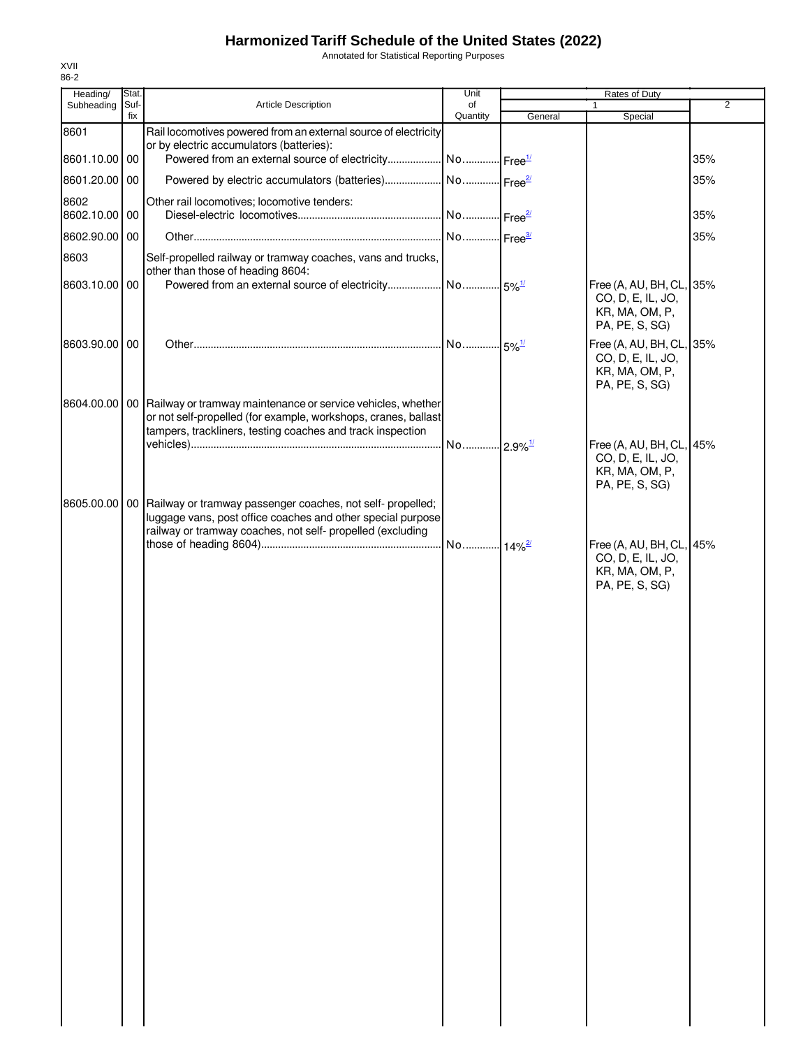# Harmonized Tariff Schedule of the United States (2022)

Annotated for Statistical Reporting Purposes

XVII
86-2

| Heading/ Subheading | Stat. Suf- fix | Article Description | Unit of Quantity | Rates of Duty 1 General | Special | 2 |
|---|---|---|---|---|---|---|
| 8601 | | Rail locomotives powered from an external source of electricity or by electric accumulators (batteries): | | | | |
| 8601.10.00 | 00 | Powered from an external source of electricity | No. | Free[1/] | | 35% |
| 8601.20.00 | 00 | Powered by electric accumulators (batteries) | No. | Free[2/] | | 35% |
| 8602 | | Other rail locomotives; locomotive tenders: | | | | |
| 8602.10.00 | 00 | Diesel-electric locomotives | No. | Free[2/] | | 35% |
| 8602.90.00 | 00 | Other | No. | Free[3/] | | 35% |
| 8603 | | Self-propelled railway or tramway coaches, vans and trucks, other than those of heading 8604: | | | | |
| 8603.10.00 | 00 | Powered from an external source of electricity | No. | 5%[1/] | Free (A, AU, BH, CL, CO, D, E, IL, JO, KR, MA, OM, P, PA, PE, S, SG) | 35% |
| 8603.90.00 | 00 | Other | No. | 5%[1/] | Free (A, AU, BH, CL, CO, D, E, IL, JO, KR, MA, OM, P, PA, PE, S, SG) | 35% |
| 8604.00.00 | 00 | Railway or tramway maintenance or service vehicles, whether or not self-propelled (for example, workshops, cranes, ballast tampers, trackliners, testing coaches and track inspection vehicles) | No. | 2.9%[1/] | Free (A, AU, BH, CL, CO, D, E, IL, JO, KR, MA, OM, P, PA, PE, S, SG) | 45% |
| 8605.00.00 | 00 | Railway or tramway passenger coaches, not self- propelled; luggage vans, post office coaches and other special purpose railway or tramway coaches, not self- propelled (excluding those of heading 8604) | No. | 14%[2/] | Free (A, AU, BH, CL, CO, D, E, IL, JO, KR, MA, OM, P, PA, PE, S, SG) | 45% |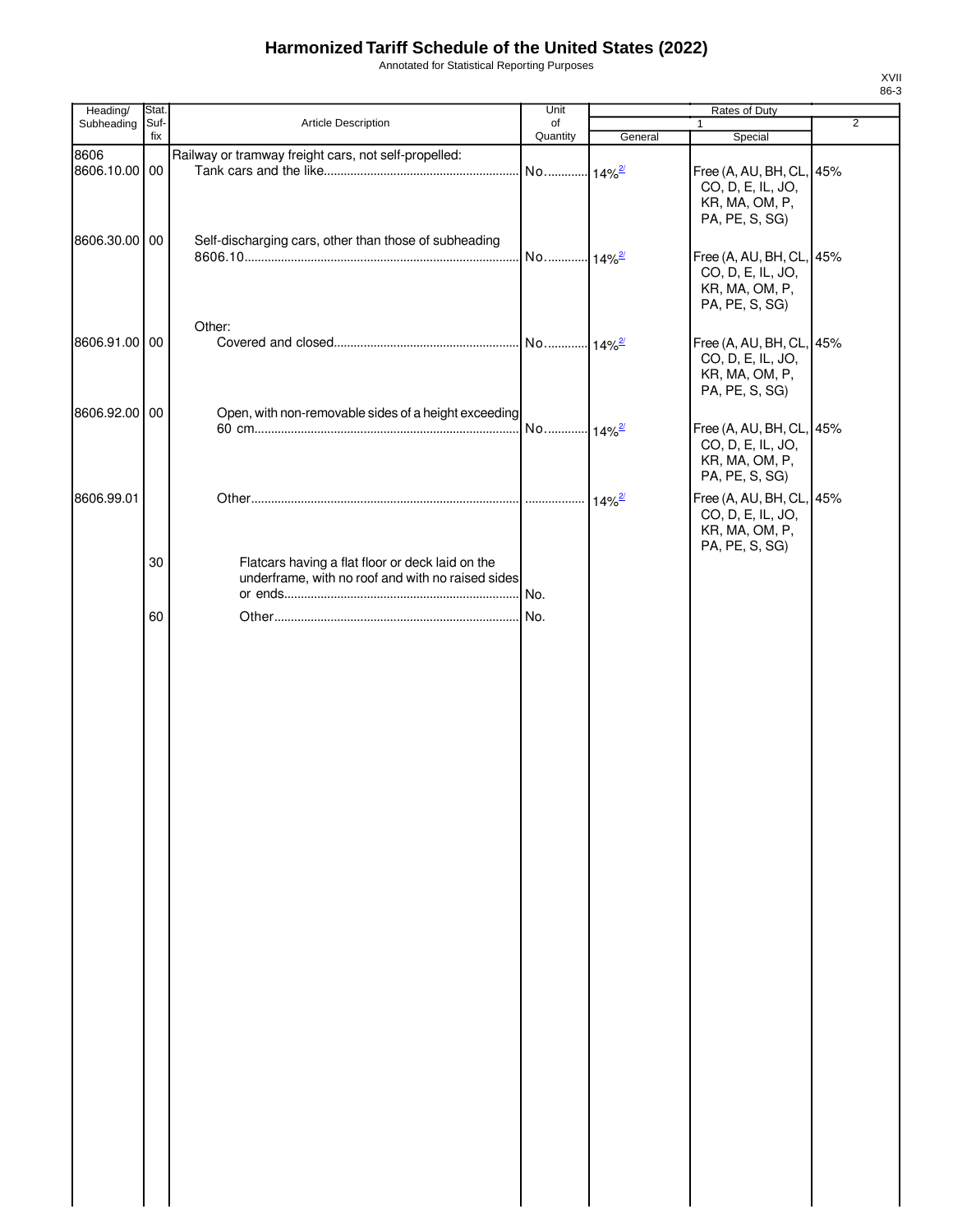# Harmonized Tariff Schedule of the United States (2022)

Annotated for Statistical Reporting Purposes

XVII
86-3

| Heading/ Subheading | Stat. Suf- fix | Article Description | Unit of Quantity | Rates of Duty 1 General | Special | 2 |
|---|---|---|---|---|---|---|
| 8606 | | Railway or tramway freight cars, not self-propelled: | | | | |
| 8606.10.00 | 00 | Tank cars and the like | No. | 14%[2/] | Free (A, AU, BH, CL, CO, D, E, IL, JO, KR, MA, OM, P, PA, PE, S, SG) | 45% |
| 8606.30.00 | 00 | Self-discharging cars, other than those of subheading 8606.10 | No. | 14%[2/] | Free (A, AU, BH, CL, CO, D, E, IL, JO, KR, MA, OM, P, PA, PE, S, SG) | 45% |
| | | Other: | | | | |
| 8606.91.00 | 00 | Covered and closed | No. | 14%[2/] | Free (A, AU, BH, CL, CO, D, E, IL, JO, KR, MA, OM, P, PA, PE, S, SG) | 45% |
| 8606.92.00 | 00 | Open, with non-removable sides of a height exceeding 60 cm | No. | 14%[2/] | Free (A, AU, BH, CL, CO, D, E, IL, JO, KR, MA, OM, P, PA, PE, S, SG) | 45% |
| 8606.99.01 | | Other | | 14%[2/] | Free (A, AU, BH, CL, CO, D, E, IL, JO, KR, MA, OM, P, PA, PE, S, SG) | 45% |
| | 30 | Flatcars having a flat floor or deck laid on the underframe, with no roof and with no raised sides or ends | No. | | | |
| | 60 | Other | No. | | | |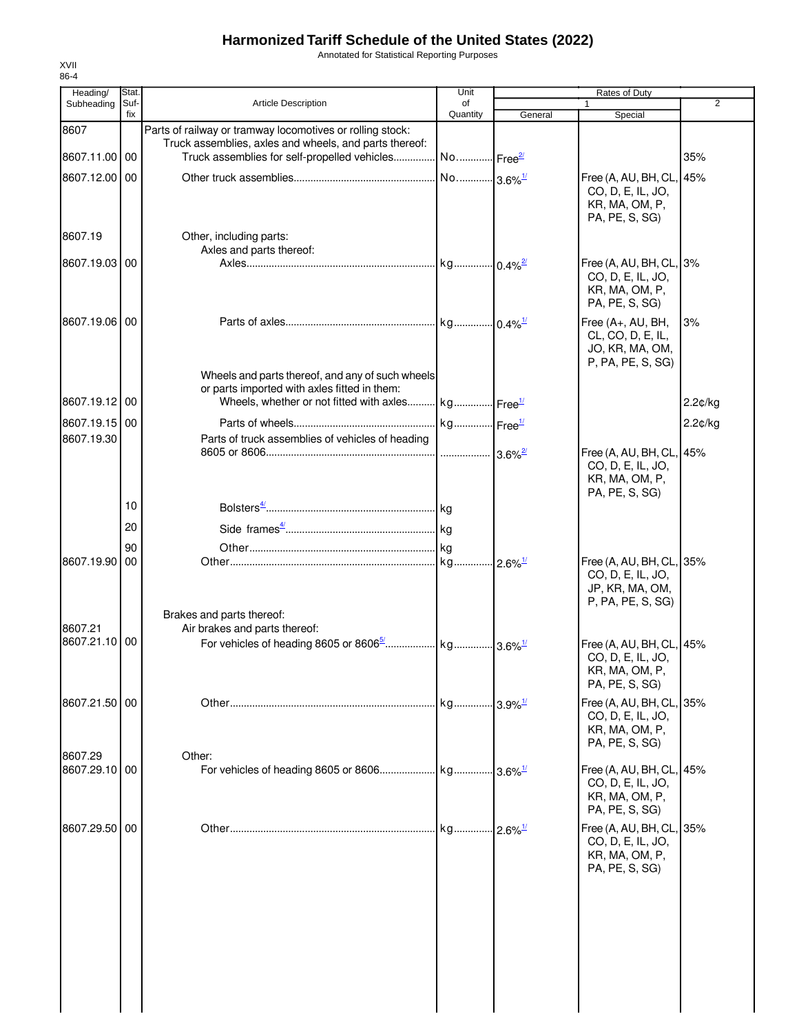# Harmonized Tariff Schedule of the United States (2022)

Annotated for Statistical Reporting Purposes

XVII
86-4

| Heading/ Subheading | Stat. Suf- fix | Article Description | Unit of Quantity | Rates of Duty 1 General | Special | 2 |
|---|---|---|---|---|---|---|
| 8607 | | Parts of railway or tramway locomotives or rolling stock: | | | | |
| | | Truck assemblies, axles and wheels, and parts thereof: | | | | |
| 8607.11.00 | 00 | Truck assemblies for self-propelled vehicles | No. | Free[2/] | | 35% |
| 8607.12.00 | 00 | Other truck assemblies | No. | 3.6%[1/] | Free (A, AU, BH, CL, CO, D, E, IL, JO, KR, MA, OM, P, PA, PE, S, SG) | 45% |
| 8607.19 | | Other, including parts: | | | | |
| | | Axles and parts thereof: | | | | |
| 8607.19.03 | 00 | Axles | kg | 0.4%[2/] | Free (A, AU, BH, CL, CO, D, E, IL, JO, KR, MA, OM, P, PA, PE, S, SG) | 3% |
| 8607.19.06 | 00 | Parts of axles | kg | 0.4%[1/] | Free (A+, AU, BH, CL, CO, D, E, IL, JO, KR, MA, OM, P, PA, PE, S, SG) | 3% |
| | | Wheels and parts thereof, and any of such wheels or parts imported with axles fitted in them: | | | | |
| 8607.19.12 | 00 | Wheels, whether or not fitted with axles | kg | Free[1/] | | 2.2¢/kg |
| 8607.19.15 | 00 | Parts of wheels | kg | Free[1/] | | 2.2¢/kg |
| 8607.19.30 | | Parts of truck assemblies of vehicles of heading 8605 or 8606 | | 3.6%[2/] | Free (A, AU, BH, CL, CO, D, E, IL, JO, KR, MA, OM, P, PA, PE, S, SG) | 45% |
| | 10 | Bolsters[4/] | kg | | | |
| | 20 | Side frames[4/] | kg | | | |
| | 90 | Other | kg | | | |
| 8607.19.90 | 00 | Other | kg | 2.6%[1/] | Free (A, AU, BH, CL, CO, D, E, IL, JO, JP, KR, MA, OM, P, PA, PE, S, SG) | 35% |
| | | Brakes and parts thereof: | | | | |
| 8607.21 | | Air brakes and parts thereof: | | | | |
| 8607.21.10 | 00 | For vehicles of heading 8605 or 8606[5/] | kg | 3.6%[1/] | Free (A, AU, BH, CL, CO, D, E, IL, JO, KR, MA, OM, P, PA, PE, S, SG) | 45% |
| 8607.21.50 | 00 | Other | kg | 3.9%[1/] | Free (A, AU, BH, CL, CO, D, E, IL, JO, KR, MA, OM, P, PA, PE, S, SG) | 35% |
| 8607.29 | | Other: | | | | |
| 8607.29.10 | 00 | For vehicles of heading 8605 or 8606 | kg | 3.6%[1/] | Free (A, AU, BH, CL, CO, D, E, IL, JO, KR, MA, OM, P, PA, PE, S, SG) | 45% |
| 8607.29.50 | 00 | Other | kg | 2.6%[1/] | Free (A, AU, BH, CL, CO, D, E, IL, JO, KR, MA, OM, P, PA, PE, S, SG) | 35% |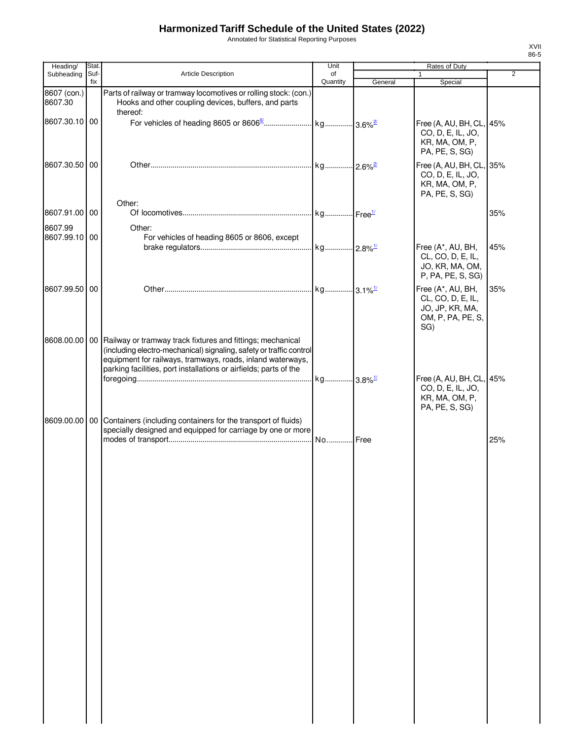# Harmonized Tariff Schedule of the United States (2022)

Annotated for Statistical Reporting Purposes

XVII
86-5

| Heading/ Subheading | Stat. Suf- fix | Article Description | Unit of Quantity | Rates of Duty 1 General | Special | 2 |
|---|---|---|---|---|---|---|
| 8607 (con.) | | Parts of railway or tramway locomotives or rolling stock: (con.) | | | | |
| 8607.30 | | Hooks and other coupling devices, buffers, and parts thereof: | | | | |
| 8607.30.10 | 00 | For vehicles of heading 8605 or 8606[6/] | kg | 3.6%[2/] | Free (A, AU, BH, CL, CO, D, E, IL, JO, KR, MA, OM, P, PA, PE, S, SG) | 45% |
| 8607.30.50 | 00 | Other | kg | 2.6%[2/] | Free (A, AU, BH, CL, CO, D, E, IL, JO, KR, MA, OM, P, PA, PE, S, SG) | 35% |
| | | Other: | | | | |
| 8607.91.00 | 00 | Of locomotives | kg | Free[1/] | | 35% |
| 8607.99 | | Other: | | | | |
| 8607.99.10 | 00 | For vehicles of heading 8605 or 8606, except brake regulators | kg | 2.8%[1/] | Free (A*, AU, BH, CL, CO, D, E, IL, JO, KR, MA, OM, P, PA, PE, S, SG) | 45% |
| 8607.99.50 | 00 | Other | kg | 3.1%[1/] | Free (A*, AU, BH, CL, CO, D, E, IL, JO, JP, KR, MA, OM, P, PA, PE, S, SG) | 35% |
| 8608.00.00 | 00 | Railway or tramway track fixtures and fittings; mechanical (including electro-mechanical) signaling, safety or traffic control equipment for railways, tramways, roads, inland waterways, parking facilities, port installations or airfields; parts of the foregoing | kg | 3.8%[1/] | Free (A, AU, BH, CL, CO, D, E, IL, JO, KR, MA, OM, P, PA, PE, S, SG) | 45% |
| 8609.00.00 | 00 | Containers (including containers for the transport of fluids) specially designed and equipped for carriage by one or more modes of transport | No. | Free | | 25% |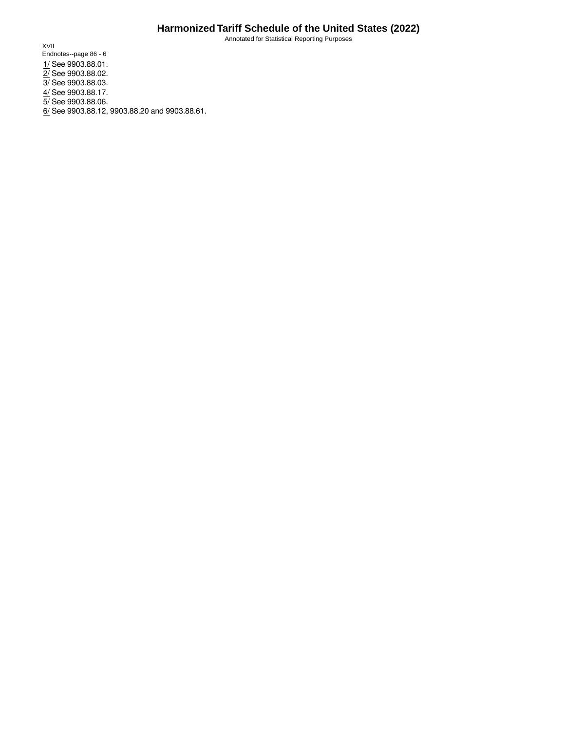XVII
Endnotes--page 86 - 6

1/ See 9903.88.01.
2/ See 9903.88.02.
3/ See 9903.88.03.
4/ See 9903.88.17.
5/ See 9903.88.06.
6/ See 9903.88.12, 9903.88.20 and 9903.88.61.